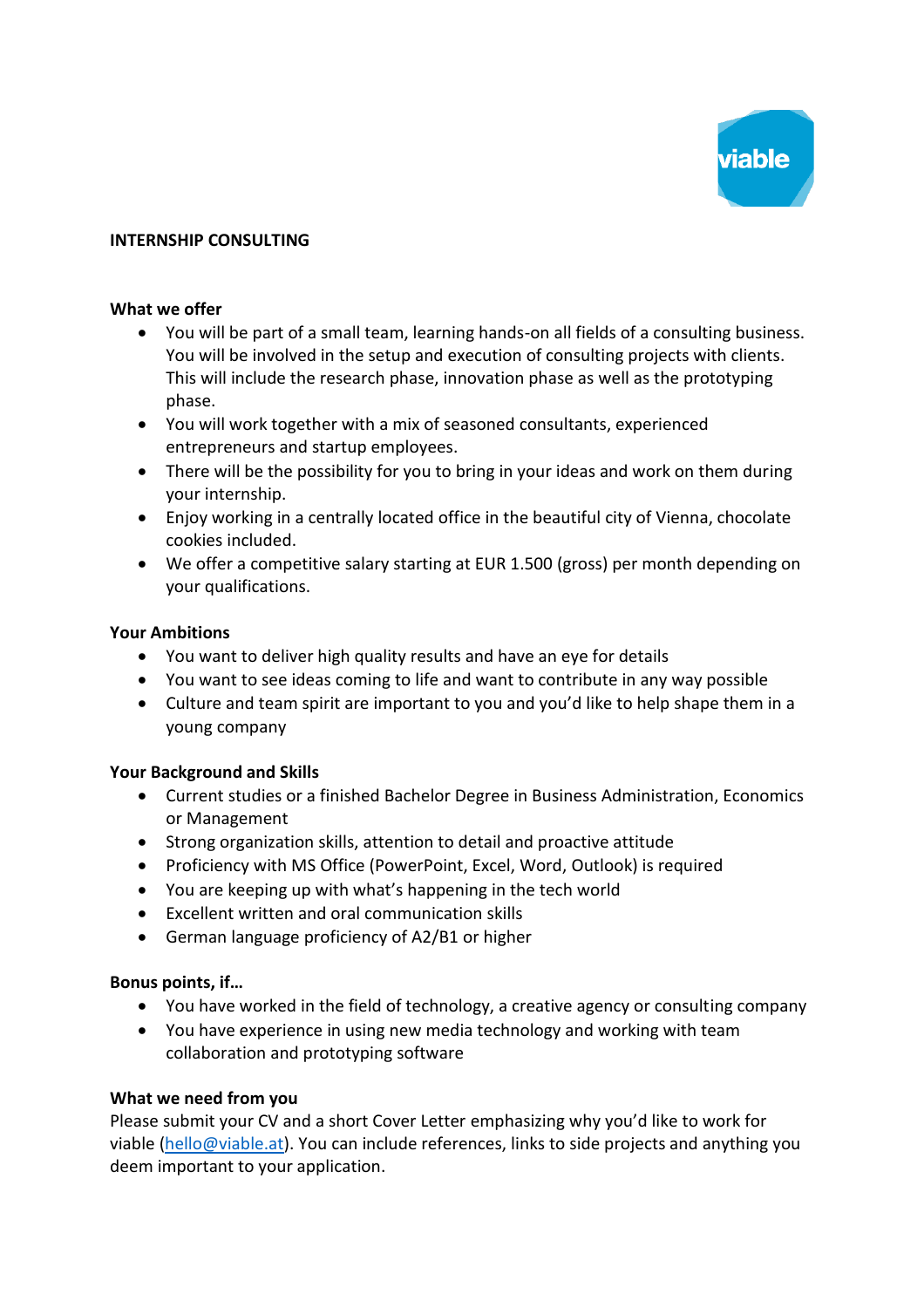viable

# INTERNSHIP CONSULTING

## What we offer

- You will be part of a small team, learning hands-on all fields of a consulting business. You will be involved in the setup and execution of consulting projects with clients. This will include the research phase, innovation phase as well as the prototyping phase.
- You will work together with a mix of seasoned consultants, experienced entrepreneurs and startup employees.
- There will be the possibility for you to bring in your ideas and work on them during your internship.
- Enjoy working in a centrally located office in the beautiful city of Vienna, chocolate cookies included.
- We offer a competitive salary starting at EUR 1.500 (gross) per month depending on your qualifications.

## Your Ambitions

- You want to deliver high quality results and have an eye for details
- You want to see ideas coming to life and want to contribute in any way possible
- Culture and team spirit are important to you and you'd like to help shape them in a young company

## Your Background and Skills

- Current studies or a finished Bachelor Degree in Business Administration, Economics or Management
- Strong organization skills, attention to detail and proactive attitude
- Proficiency with MS Office (PowerPoint, Excel, Word, Outlook) is required
- You are keeping up with what's happening in the tech world
- Excellent written and oral communication skills
- German language proficiency of A2/B1 or higher

## Bonus points, if…

- You have worked in the field of technology, a creative agency or consulting company
- You have experience in using new media technology and working with team collaboration and prototyping software

## What we need from you

Please submit your CV and a short Cover Letter emphasizing why you'd like to work for viable (hello@viable.at). You can include references, links to side projects and anything you deem important to your application.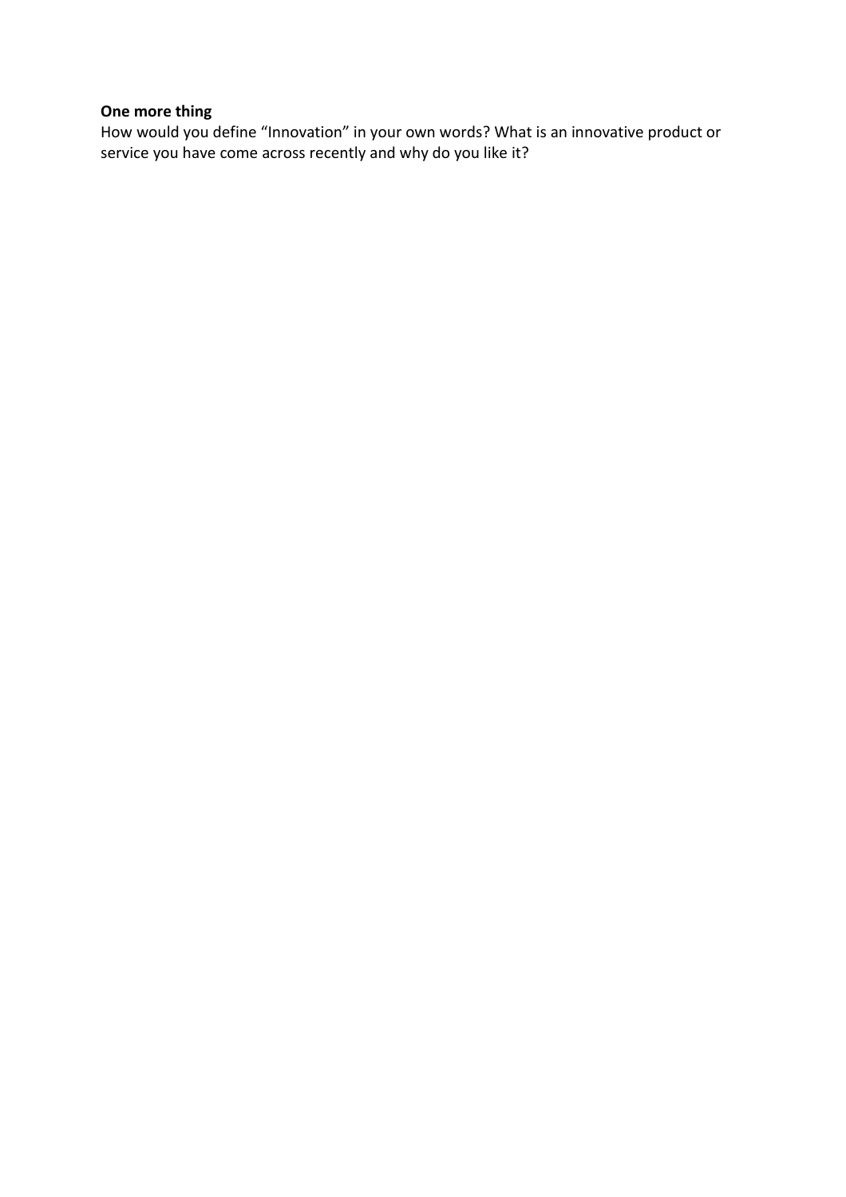**One more thing**

How would you define “Innovation” in your own words? What is an innovative product or service you have come across recently and why do you like it?